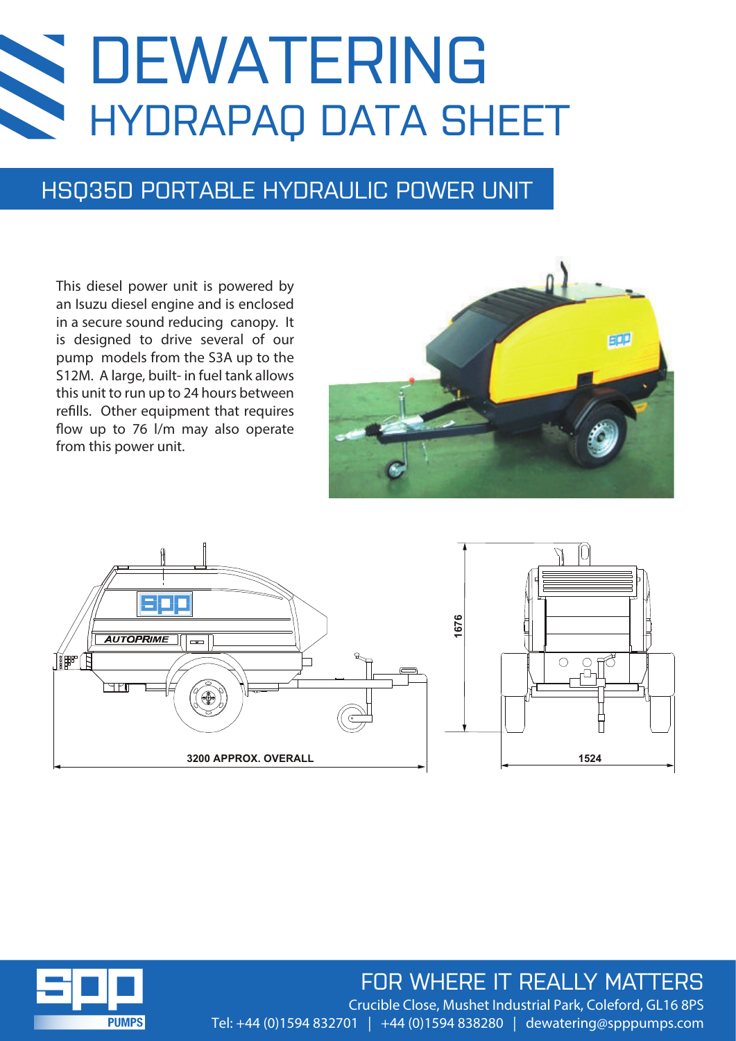# DEWATERING

## HYDRAPAQ DATA SHEET

## HSQ35D PORTABLE HYDRAULIC POWER UNIT

This diesel power unit is powered by an Isuzu diesel engine and is enclosed in a secure sound reducing canopy. It is designed to drive several of our pump models from the S3A up to the S12M. A large, built- in fuel tank allows this unit to run up to 24 hours between refills. Other equipment that requires flow up to 76 l/m may also operate from this power unit.

AUTOPRIME

3200 APPROX. OVERALL

1676

1524

FOR WHERE IT REALLY MATTERS

Crucible Close, Mushet Industrial Park, Coleford, GL16 8PS

Tel: +44 (0)1594 832701 | +44 (0)1594 838280 | dewatering@spppumps.com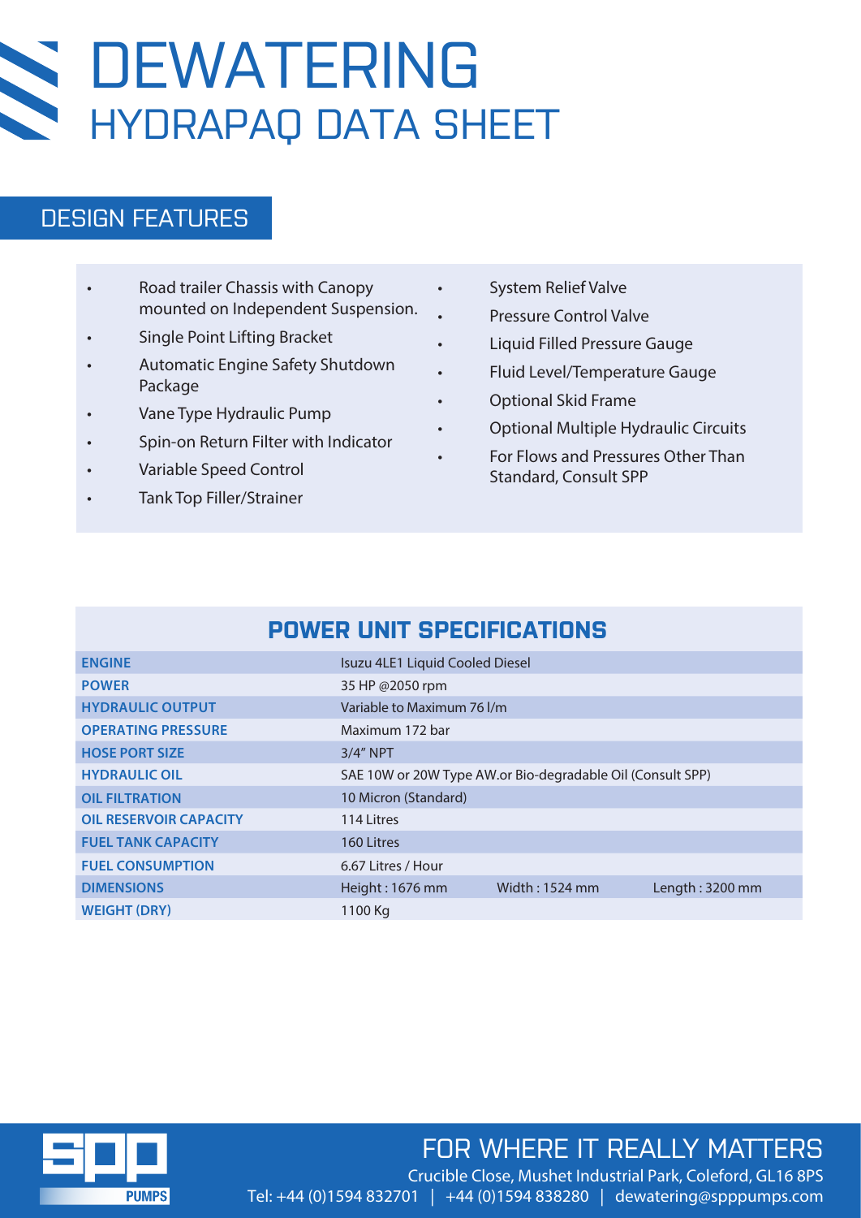# DEWATERING
## HYDRAPAQ DATA SHEET

## DESIGN FEATURES

- Road trailer Chassis with Canopy mounted on Independent Suspension.
- Single Point Lifting Bracket
- Automatic Engine Safety Shutdown Package
- Vane Type Hydraulic Pump
- Spin-on Return Filter with Indicator
- Variable Speed Control
- Tank Top Filler/Strainer
- System Relief Valve
- Pressure Control Valve
- Liquid Filled Pressure Gauge
- Fluid Level/Temperature Gauge
- Optional Skid Frame
- Optional Multiple Hydraulic Circuits
- For Flows and Pressures Other Than Standard, Consult SPP

## POWER UNIT SPECIFICATIONS

| | | | |
|---|---|---|---|
| **ENGINE** | Isuzu 4LE1 Liquid Cooled Diesel | | |
| **POWER** | 35 HP @2050 rpm | | |
| **HYDRAULIC OUTPUT** | Variable to Maximum 76 l/m | | |
| **OPERATING PRESSURE** | Maximum 172 bar | | |
| **HOSE PORT SIZE** | 3/4" NPT | | |
| **HYDRAULIC OIL** | SAE 10W or 20W Type AW.or Bio-degradable Oil (Consult SPP) | | |
| **OIL FILTRATION** | 10 Micron (Standard) | | |
| **OIL RESERVOIR CAPACITY** | 114 Litres | | |
| **FUEL TANK CAPACITY** | 160 Litres | | |
| **FUEL CONSUMPTION** | 6.67 Litres / Hour | | |
| **DIMENSIONS** | Height : 1676 mm | Width : 1524 mm | Length : 3200 mm |
| **WEIGHT (DRY)** | 1100 Kg | | |

SPP PUMPS

FOR WHERE IT REALLY MATTERS

Crucible Close, Mushet Industrial Park, Coleford, GL16 8PS

Tel: +44 (0)1594 832701 | +44 (0)1594 838280 | dewatering@spppumps.com